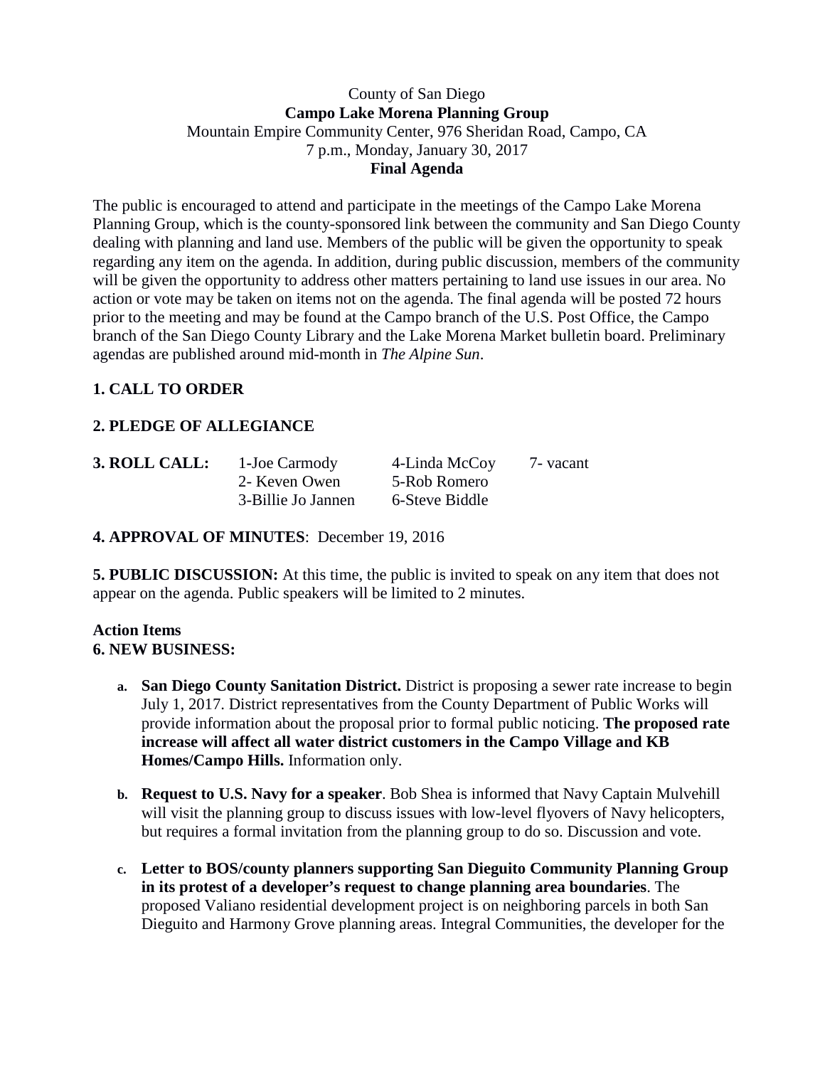County of San Diego
**Campo Lake Morena Planning Group**
Mountain Empire Community Center, 976 Sheridan Road, Campo, CA
7 p.m., Monday, January 30, 2017
**Final Agenda**

The public is encouraged to attend and participate in the meetings of the Campo Lake Morena Planning Group, which is the county-sponsored link between the community and San Diego County dealing with planning and land use. Members of the public will be given the opportunity to speak regarding any item on the agenda. In addition, during public discussion, members of the community will be given the opportunity to address other matters pertaining to land use issues in our area. No action or vote may be taken on items not on the agenda. The final agenda will be posted 72 hours prior to the meeting and may be found at the Campo branch of the U.S. Post Office, the Campo branch of the San Diego County Library and the Lake Morena Market bulletin board. Preliminary agendas are published around mid-month in *The Alpine Sun*.

**1. CALL TO ORDER**

**2. PLEDGE OF ALLEGIANCE**

**3. ROLL CALL:**

| | | |
|---|---|---|
| 1-Joe Carmody | 4-Linda McCoy | 7- vacant |
| 2- Keven Owen | 5-Rob Romero | |
| 3-Billie Jo Jannen | 6-Steve Biddle | |

**4. APPROVAL OF MINUTES**: December 19, 2016

**5. PUBLIC DISCUSSION:** At this time, the public is invited to speak on any item that does not appear on the agenda. Public speakers will be limited to 2 minutes.

**Action Items**
**6. NEW BUSINESS:**

a. **San Diego County Sanitation District.** District is proposing a sewer rate increase to begin July 1, 2017. District representatives from the County Department of Public Works will provide information about the proposal prior to formal public noticing. **The proposed rate increase will affect all water district customers in the Campo Village and KB Homes/Campo Hills.** Information only.

b. **Request to U.S. Navy for a speaker**. Bob Shea is informed that Navy Captain Mulvehill will visit the planning group to discuss issues with low-level flyovers of Navy helicopters, but requires a formal invitation from the planning group to do so. Discussion and vote.

c. **Letter to BOS/county planners supporting San Dieguito Community Planning Group in its protest of a developer's request to change planning area boundaries**. The proposed Valiano residential development project is on neighboring parcels in both San Dieguito and Harmony Grove planning areas. Integral Communities, the developer for the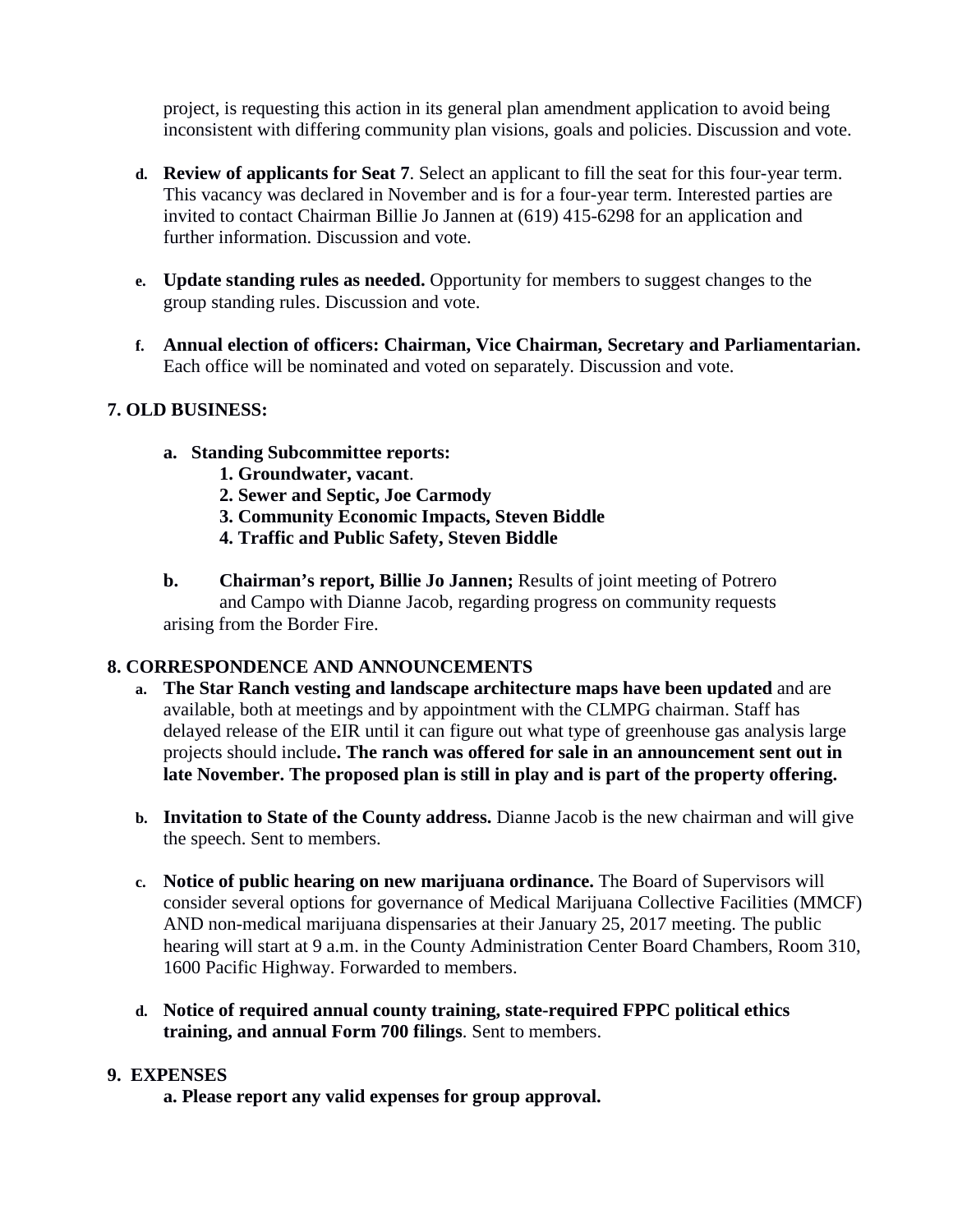project, is requesting this action in its general plan amendment application to avoid being inconsistent with differing community plan visions, goals and policies. Discussion and vote.

d. **Review of applicants for Seat 7**. Select an applicant to fill the seat for this four-year term. This vacancy was declared in November and is for a four-year term. Interested parties are invited to contact Chairman Billie Jo Jannen at (619) 415-6298 for an application and further information. Discussion and vote.

e. **Update standing rules as needed.** Opportunity for members to suggest changes to the group standing rules. Discussion and vote.

f. **Annual election of officers: Chairman, Vice Chairman, Secretary and Parliamentarian.** Each office will be nominated and voted on separately. Discussion and vote.

**7. OLD BUSINESS:**

a. **Standing Subcommittee reports:**
   1. **Groundwater, vacant**.
   2. **Sewer and Septic, Joe Carmody**
   3. **Community Economic Impacts, Steven Biddle**
   4. **Traffic and Public Safety, Steven Biddle**

b. **Chairman's report, Billie Jo Jannen;** Results of joint meeting of Potrero and Campo with Dianne Jacob, regarding progress on community requests arising from the Border Fire.

**8. CORRESPONDENCE AND ANNOUNCEMENTS**

a. **The Star Ranch vesting and landscape architecture maps have been updated** and are available, both at meetings and by appointment with the CLMPG chairman. Staff has delayed release of the EIR until it can figure out what type of greenhouse gas analysis large projects should include**. The ranch was offered for sale in an announcement sent out in late November. The proposed plan is still in play and is part of the property offering.**

b. **Invitation to State of the County address.** Dianne Jacob is the new chairman and will give the speech. Sent to members.

c. **Notice of public hearing on new marijuana ordinance.** The Board of Supervisors will consider several options for governance of Medical Marijuana Collective Facilities (MMCF) AND non-medical marijuana dispensaries at their January 25, 2017 meeting. The public hearing will start at 9 a.m. in the County Administration Center Board Chambers, Room 310, 1600 Pacific Highway. Forwarded to members.

d. **Notice of required annual county training, state-required FPPC political ethics training, and annual Form 700 filings**. Sent to members.

**9. EXPENSES**

**a. Please report any valid expenses for group approval.**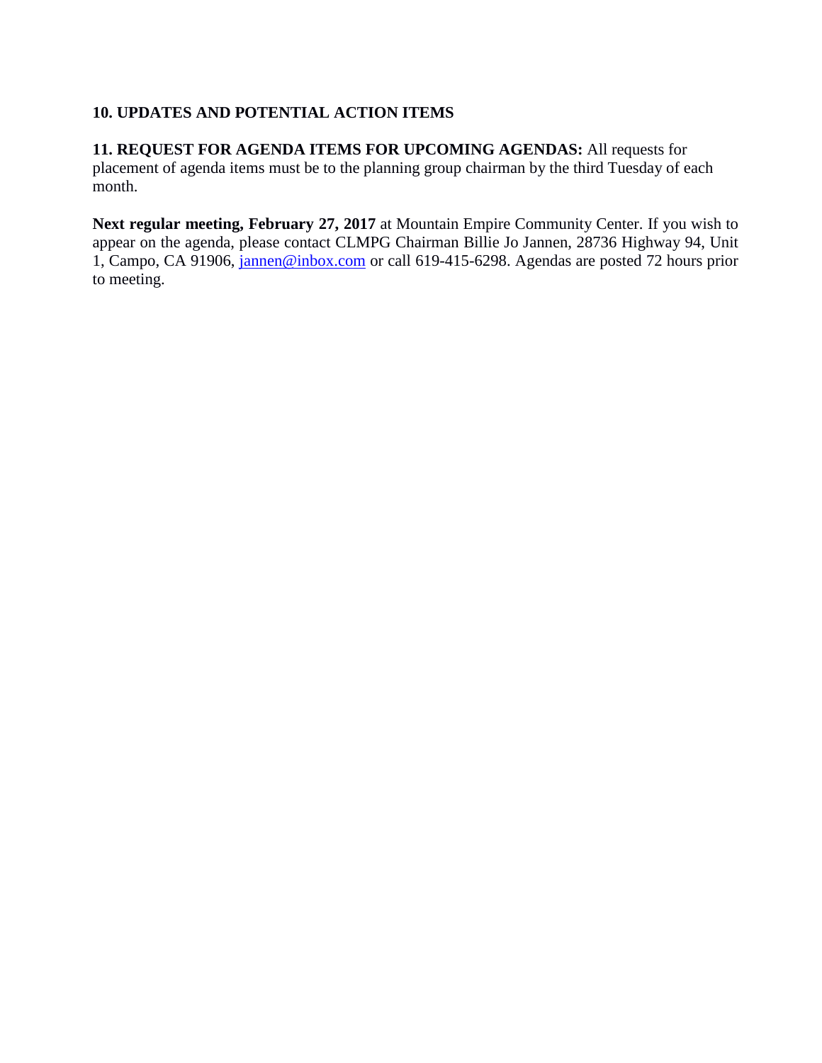**10. UPDATES AND POTENTIAL ACTION ITEMS**

**11. REQUEST FOR AGENDA ITEMS FOR UPCOMING AGENDAS:** All requests for placement of agenda items must be to the planning group chairman by the third Tuesday of each month.

**Next regular meeting, February 27, 2017** at Mountain Empire Community Center. If you wish to appear on the agenda, please contact CLMPG Chairman Billie Jo Jannen, 28736 Highway 94, Unit 1, Campo, CA 91906, jannen@inbox.com or call 619-415-6298. Agendas are posted 72 hours prior to meeting.